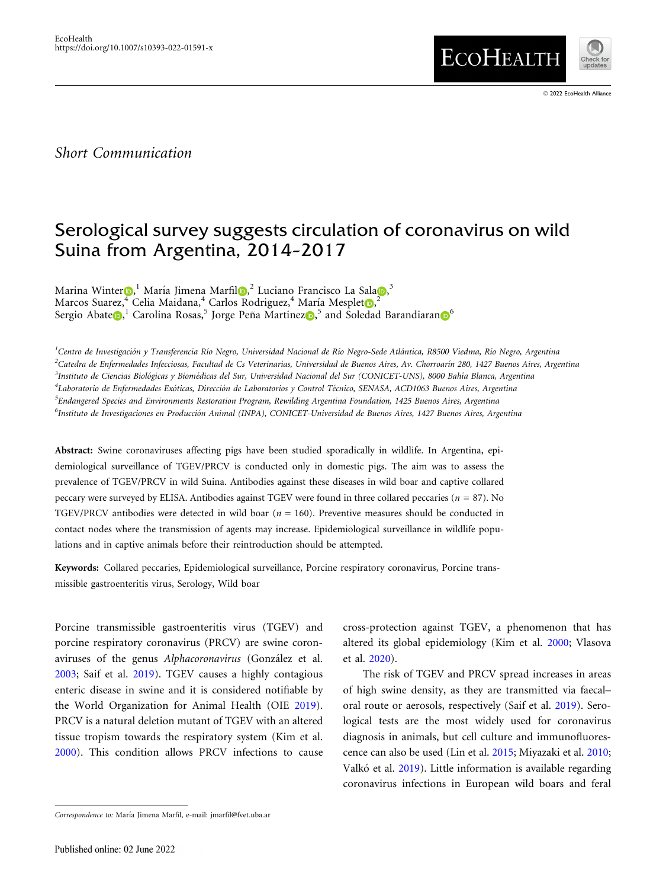Short Communication

# Serological survey suggests circulation of coronavirus on wild Suina from Argentina, 2014–2017

Marina Winter,[1] María Jimena Marfil,[2] Luciano Francisco La Sala,[3] Marcos Suarez,[4] Celia Maidana,[4] Carlos Rodriguez,[4] María Mesplet,[2] Sergio Abate,[1] Carolina Rosas,[5] Jorge Peña Martinez,[5] and Soledad Barandiaran[6]

[1]*Centro de Investigación y Transferencia Río Negro, Universidad Nacional de Río Negro-Sede Atlántica, R8500 Viedma, Río Negro, Argentina*
[2]*Catedra de Enfermedades Infecciosas, Facultad de Cs Veterinarias, Universidad de Buenos Aires, Av. Chorroarín 280, 1427 Buenos Aires, Argentina*
[3]*Instituto de Ciencias Biológicas y Biomédicas del Sur, Universidad Nacional del Sur (CONICET-UNS), 8000 Bahía Blanca, Argentina*
[4]*Laboratorio de Enfermedades Exóticas, Dirección de Laboratorios y Control Técnico, SENASA, ACD1063 Buenos Aires, Argentina*
[5]*Endangered Species and Environments Restoration Program, Rewilding Argentina Foundation, 1425 Buenos Aires, Argentina*
[6]*Instituto de Investigaciones en Producción Animal (INPA), CONICET-Universidad de Buenos Aires, 1427 Buenos Aires, Argentina*

**Abstract:** Swine coronaviruses affecting pigs have been studied sporadically in wildlife. In Argentina, epidemiological surveillance of TGEV/PRCV is conducted only in domestic pigs. The aim was to assess the prevalence of TGEV/PRCV in wild Suina. Antibodies against these diseases in wild boar and captive collared peccary were surveyed by ELISA. Antibodies against TGEV were found in three collared peccaries ($n$ = 87). No TGEV/PRCV antibodies were detected in wild boar ($n$ = 160). Preventive measures should be conducted in contact nodes where the transmission of agents may increase. Epidemiological surveillance in wildlife populations and in captive animals before their reintroduction should be attempted.

**Keywords:** Collared peccaries, Epidemiological surveillance, Porcine respiratory coronavirus, Porcine transmissible gastroenteritis virus, Serology, Wild boar

Porcine transmissible gastroenteritis virus (TGEV) and porcine respiratory coronavirus (PRCV) are swine coronaviruses of the genus *Alphacoronavirus* (González et al. 2003; Saif et al. 2019). TGEV causes a highly contagious enteric disease in swine and it is considered notifiable by the World Organization for Animal Health (OIE 2019). PRCV is a natural deletion mutant of TGEV with an altered tissue tropism towards the respiratory system (Kim et al. 2000). This condition allows PRCV infections to cause cross-protection against TGEV, a phenomenon that has altered its global epidemiology (Kim et al. 2000; Vlasova et al. 2020).

The risk of TGEV and PRCV spread increases in areas of high swine density, as they are transmitted via faecal–oral route or aerosols, respectively (Saif et al. 2019). Serological tests are the most widely used for coronavirus diagnosis in animals, but cell culture and immunofluorescence can also be used (Lin et al. 2015; Miyazaki et al. 2010; Valkó et al. 2019). Little information is available regarding coronavirus infections in European wild boars and feral

*Correspondence to:* María Jimena Marfil, e-mail: jmarfil@fvet.uba.ar

Published online: 02 June 2022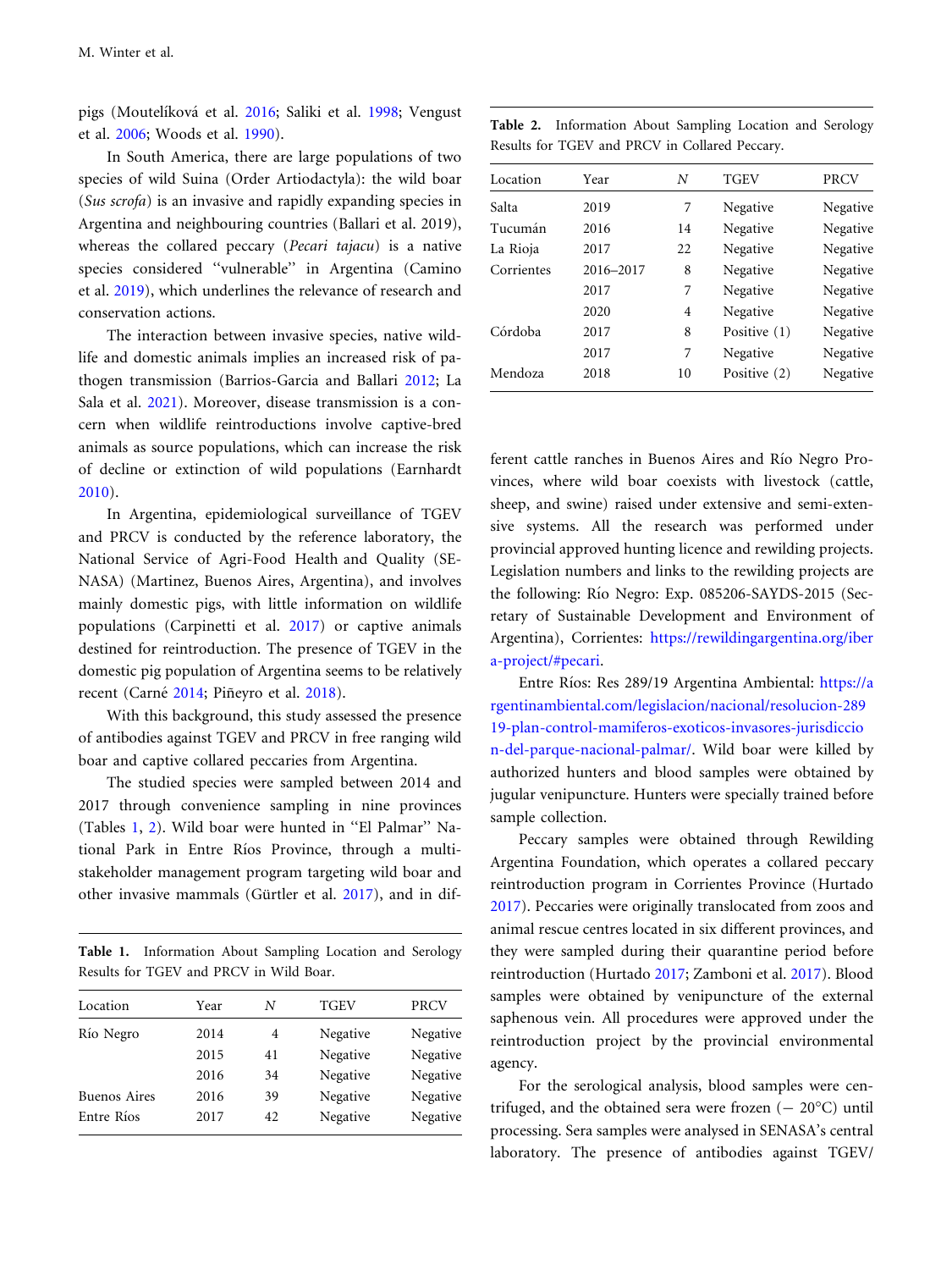pigs (Moutelíková et al. 2016; Saliki et al. 1998; Vengust et al. 2006; Woods et al. 1990).

In South America, there are large populations of two species of wild Suina (Order Artiodactyla): the wild boar (*Sus scrofa*) is an invasive and rapidly expanding species in Argentina and neighbouring countries (Ballari et al. 2019), whereas the collared peccary (*Pecari tajacu*) is a native species considered "vulnerable" in Argentina (Camino et al. 2019), which underlines the relevance of research and conservation actions.

The interaction between invasive species, native wildlife and domestic animals implies an increased risk of pathogen transmission (Barrios-Garcia and Ballari 2012; La Sala et al. 2021). Moreover, disease transmission is a concern when wildlife reintroductions involve captive-bred animals as source populations, which can increase the risk of decline or extinction of wild populations (Earnhardt 2010).

In Argentina, epidemiological surveillance of TGEV and PRCV is conducted by the reference laboratory, the National Service of Agri-Food Health and Quality (SENASA) (Martinez, Buenos Aires, Argentina), and involves mainly domestic pigs, with little information on wildlife populations (Carpinetti et al. 2017) or captive animals destined for reintroduction. The presence of TGEV in the domestic pig population of Argentina seems to be relatively recent (Carné 2014; Piñeyro et al. 2018).

With this background, this study assessed the presence of antibodies against TGEV and PRCV in free ranging wild boar and captive collared peccaries from Argentina.

The studied species were sampled between 2014 and 2017 through convenience sampling in nine provinces (Tables 1, 2). Wild boar were hunted in "El Palmar" National Park in Entre Ríos Province, through a multi-stakeholder management program targeting wild boar and other invasive mammals (Gürtler et al. 2017), and in different cattle ranches in Buenos Aires and Río Negro Provinces, where wild boar coexists with livestock (cattle, sheep, and swine) raised under extensive and semi-extensive systems. All the research was performed under provincial approved hunting licence and rewilding projects. Legislation numbers and links to the rewilding projects are the following: Río Negro: Exp. 085206-SAYDS-2015 (Secretary of Sustainable Development and Environment of Argentina), Corrientes: https://rewildingargentina.org/iber a-project/#pecari.

**Table 1.** Information About Sampling Location and Serology Results for TGEV and PRCV in Wild Boar.

| Location | Year | N | TGEV | PRCV |
|---|---|---|---|---|
| Río Negro | 2014 | 4 | Negative | Negative |
| | 2015 | 41 | Negative | Negative |
| | 2016 | 34 | Negative | Negative |
| Buenos Aires | 2016 | 39 | Negative | Negative |
| Entre Ríos | 2017 | 42 | Negative | Negative |

**Table 2.** Information About Sampling Location and Serology Results for TGEV and PRCV in Collared Peccary.

| Location | Year | N | TGEV | PRCV |
|---|---|---|---|---|
| Salta | 2019 | 7 | Negative | Negative |
| Tucumán | 2016 | 14 | Negative | Negative |
| La Rioja | 2017 | 22 | Negative | Negative |
| Corrientes | 2016–2017 | 8 | Negative | Negative |
| | 2017 | 7 | Negative | Negative |
| | 2020 | 4 | Negative | Negative |
| Córdoba | 2017 | 8 | Positive (1) | Negative |
| | 2017 | 7 | Negative | Negative |
| Mendoza | 2018 | 10 | Positive (2) | Negative |

Entre Ríos: Res 289/19 Argentina Ambiental: https://argentinambiental.com/legislacion/nacional/resolucion-289 19-plan-control-mamiferos-exoticos-invasores-jurisdiccio n-del-parque-nacional-palmar/. Wild boar were killed by authorized hunters and blood samples were obtained by jugular venipuncture. Hunters were specially trained before sample collection.

Peccary samples were obtained through Rewilding Argentina Foundation, which operates a collared peccary reintroduction program in Corrientes Province (Hurtado 2017). Peccaries were originally translocated from zoos and animal rescue centres located in six different provinces, and they were sampled during their quarantine period before reintroduction (Hurtado 2017; Zamboni et al. 2017). Blood samples were obtained by venipuncture of the external saphenous vein. All procedures were approved under the reintroduction project by the provincial environmental agency.

For the serological analysis, blood samples were centrifuged, and the obtained sera were frozen (− 20°C) until processing. Sera samples were analysed in SENASA's central laboratory. The presence of antibodies against TGEV/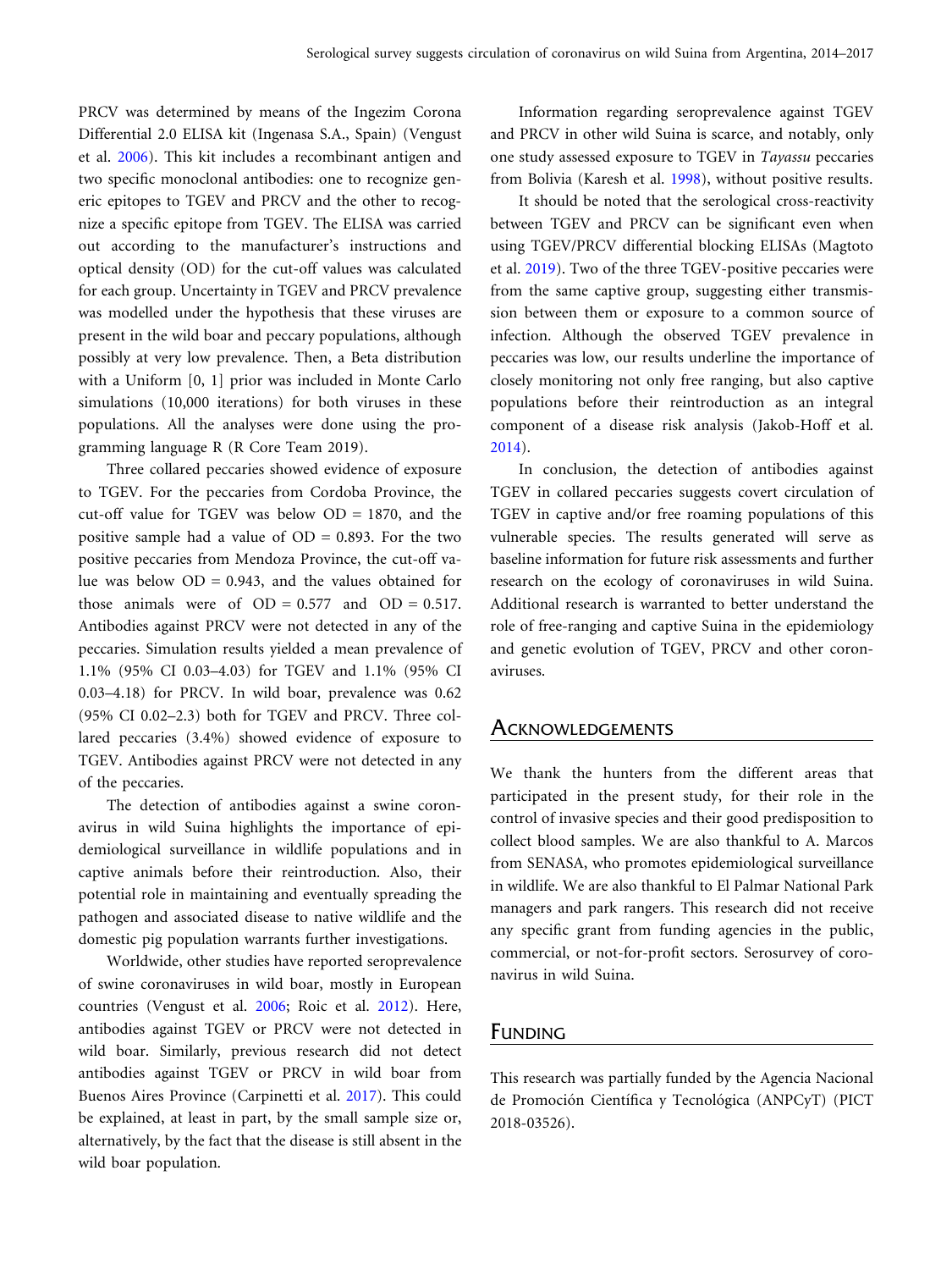PRCV was determined by means of the Ingezim Corona Differential 2.0 ELISA kit (Ingenasa S.A., Spain) (Vengust et al. 2006). This kit includes a recombinant antigen and two specific monoclonal antibodies: one to recognize generic epitopes to TGEV and PRCV and the other to recognize a specific epitope from TGEV. The ELISA was carried out according to the manufacturer's instructions and optical density (OD) for the cut-off values was calculated for each group. Uncertainty in TGEV and PRCV prevalence was modelled under the hypothesis that these viruses are present in the wild boar and peccary populations, although possibly at very low prevalence. Then, a Beta distribution with a Uniform [0, 1] prior was included in Monte Carlo simulations (10,000 iterations) for both viruses in these populations. All the analyses were done using the programming language R (R Core Team 2019).

Three collared peccaries showed evidence of exposure to TGEV. For the peccaries from Cordoba Province, the cut-off value for TGEV was below OD = 1870, and the positive sample had a value of OD = 0.893. For the two positive peccaries from Mendoza Province, the cut-off value was below OD = 0.943, and the values obtained for those animals were of OD = 0.577 and OD = 0.517. Antibodies against PRCV were not detected in any of the peccaries. Simulation results yielded a mean prevalence of 1.1% (95% CI 0.03–4.03) for TGEV and 1.1% (95% CI 0.03–4.18) for PRCV. In wild boar, prevalence was 0.62 (95% CI 0.02–2.3) both for TGEV and PRCV. Three collared peccaries (3.4%) showed evidence of exposure to TGEV. Antibodies against PRCV were not detected in any of the peccaries.

The detection of antibodies against a swine coronavirus in wild Suina highlights the importance of epidemiological surveillance in wildlife populations and in captive animals before their reintroduction. Also, their potential role in maintaining and eventually spreading the pathogen and associated disease to native wildlife and the domestic pig population warrants further investigations.

Worldwide, other studies have reported seroprevalence of swine coronaviruses in wild boar, mostly in European countries (Vengust et al. 2006; Roic et al. 2012). Here, antibodies against TGEV or PRCV were not detected in wild boar. Similarly, previous research did not detect antibodies against TGEV or PRCV in wild boar from Buenos Aires Province (Carpinetti et al. 2017). This could be explained, at least in part, by the small sample size or, alternatively, by the fact that the disease is still absent in the wild boar population.

Information regarding seroprevalence against TGEV and PRCV in other wild Suina is scarce, and notably, only one study assessed exposure to TGEV in *Tayassu* peccaries from Bolivia (Karesh et al. 1998), without positive results.

It should be noted that the serological cross-reactivity between TGEV and PRCV can be significant even when using TGEV/PRCV differential blocking ELISAs (Magtoto et al. 2019). Two of the three TGEV-positive peccaries were from the same captive group, suggesting either transmission between them or exposure to a common source of infection. Although the observed TGEV prevalence in peccaries was low, our results underline the importance of closely monitoring not only free ranging, but also captive populations before their reintroduction as an integral component of a disease risk analysis (Jakob-Hoff et al. 2014).

In conclusion, the detection of antibodies against TGEV in collared peccaries suggests covert circulation of TGEV in captive and/or free roaming populations of this vulnerable species. The results generated will serve as baseline information for future risk assessments and further research on the ecology of coronaviruses in wild Suina. Additional research is warranted to better understand the role of free-ranging and captive Suina in the epidemiology and genetic evolution of TGEV, PRCV and other coronaviruses.

## Acknowledgements

We thank the hunters from the different areas that participated in the present study, for their role in the control of invasive species and their good predisposition to collect blood samples. We are also thankful to A. Marcos from SENASA, who promotes epidemiological surveillance in wildlife. We are also thankful to El Palmar National Park managers and park rangers. This research did not receive any specific grant from funding agencies in the public, commercial, or not-for-profit sectors. Serosurvey of coronavirus in wild Suina.

## Funding

This research was partially funded by the Agencia Nacional de Promoción Científica y Tecnológica (ANPCyT) (PICT 2018-03526).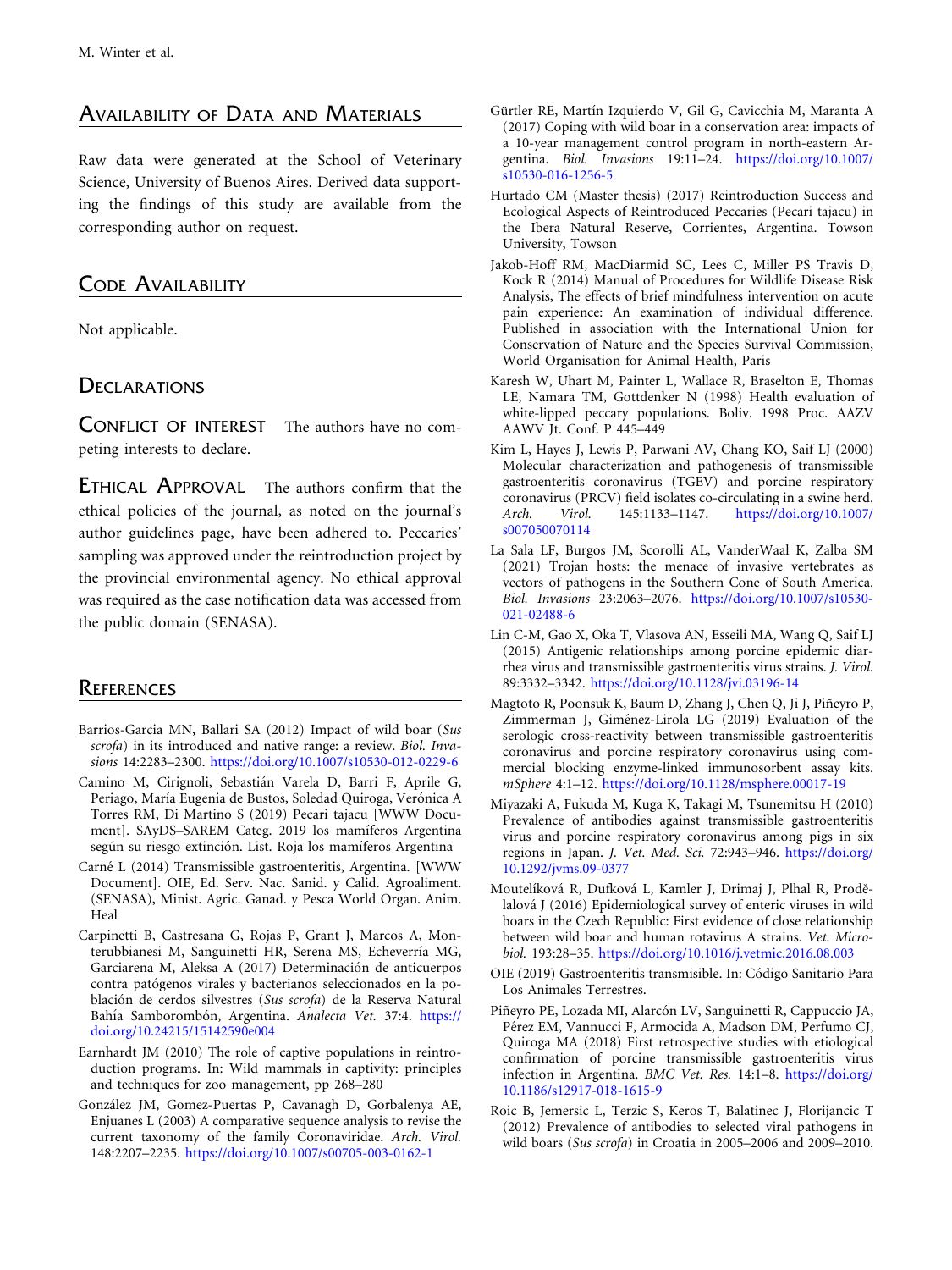## Availability of Data and Materials

Raw data were generated at the School of Veterinary Science, University of Buenos Aires. Derived data supporting the findings of this study are available from the corresponding author on request.

## Code Availability

Not applicable.

## Declarations

**Conflict of interest** The authors have no competing interests to declare.

**Ethical Approval** The authors confirm that the ethical policies of the journal, as noted on the journal's author guidelines page, have been adhered to. Peccaries' sampling was approved under the reintroduction project by the provincial environmental agency. No ethical approval was required as the case notification data was accessed from the public domain (SENASA).

## References

Barrios-Garcia MN, Ballari SA (2012) Impact of wild boar (*Sus scrofa*) in its introduced and native range: a review. *Biol. Invasions* 14:2283–2300. https://doi.org/10.1007/s10530-012-0229-6

Camino M, Cirignoli, Sebastián Varela D, Barri F, Aprile G, Periago, María Eugenia de Bustos, Soledad Quiroga, Verónica A Torres RM, Di Martino S (2019) Pecari tajacu [WWW Document]. SAyDS–SAREM Categ. 2019 los mamíferos Argentina según su riesgo extinción. List. Roja los mamíferos Argentina

Carné L (2014) Transmissible gastroenteritis, Argentina. [WWW Document]. OIE, Ed. Serv. Nac. Sanid. y Calid. Agroaliment. (SENASA), Minist. Agric. Ganad. y Pesca World Organ. Anim. Heal

Carpinetti B, Castresana G, Rojas P, Grant J, Marcos A, Monterubbianesi M, Sanguinetti HR, Serena MS, Echeverría MG, Garciarena M, Aleksa A (2017) Determinación de anticuerpos contra patógenos virales y bacterianos seleccionados en la población de cerdos silvestres (*Sus scrofa*) de la Reserva Natural Bahía Samborombón, Argentina. *Analecta Vet.* 37:4. https://doi.org/10.24215/15142590e004

Earnhardt JM (2010) The role of captive populations in reintroduction programs. In: Wild mammals in captivity: principles and techniques for zoo management, pp 268–280

González JM, Gomez-Puertas P, Cavanagh D, Gorbalenya AE, Enjuanes L (2003) A comparative sequence analysis to revise the current taxonomy of the family Coronaviridae. *Arch. Virol.* 148:2207–2235. https://doi.org/10.1007/s00705-003-0162-1

Gürtler RE, Martín Izquierdo V, Gil G, Cavicchia M, Maranta A (2017) Coping with wild boar in a conservation area: impacts of a 10-year management control program in north-eastern Argentina. *Biol. Invasions* 19:11–24. https://doi.org/10.1007/s10530-016-1256-5

Hurtado CM (Master thesis) (2017) Reintroduction Success and Ecological Aspects of Reintroduced Peccaries (Pecari tajacu) in the Ibera Natural Reserve, Corrientes, Argentina. Towson University, Towson

Jakob-Hoff RM, MacDiarmid SC, Lees C, Miller PS Travis D, Kock R (2014) Manual of Procedures for Wildlife Disease Risk Analysis, The effects of brief mindfulness intervention on acute pain experience: An examination of individual difference. Published in association with the International Union for Conservation of Nature and the Species Survival Commission, World Organisation for Animal Health, Paris

Karesh W, Uhart M, Painter L, Wallace R, Braselton E, Thomas LE, Namara TM, Gottdenker N (1998) Health evaluation of white-lipped peccary populations. Boliv. 1998 Proc. AAZV AAWV Jt. Conf. P 445–449

Kim L, Hayes J, Lewis P, Parwani AV, Chang KO, Saif LJ (2000) Molecular characterization and pathogenesis of transmissible gastroenteritis coronavirus (TGEV) and porcine respiratory coronavirus (PRCV) field isolates co-circulating in a swine herd. *Arch. Virol.* 145:1133–1147. https://doi.org/10.1007/s007050070114

La Sala LF, Burgos JM, Scorolli AL, VanderWaal K, Zalba SM (2021) Trojan hosts: the menace of invasive vertebrates as vectors of pathogens in the Southern Cone of South America. *Biol. Invasions* 23:2063–2076. https://doi.org/10.1007/s10530-021-02488-6

Lin C-M, Gao X, Oka T, Vlasova AN, Esseili MA, Wang Q, Saif LJ (2015) Antigenic relationships among porcine epidemic diarrhea virus and transmissible gastroenteritis virus strains. *J. Virol.* 89:3332–3342. https://doi.org/10.1128/jvi.03196-14

Magtoto R, Poonsuk K, Baum D, Zhang J, Chen Q, Ji J, Piñeyro P, Zimmerman J, Giménez-Lirola LG (2019) Evaluation of the serologic cross-reactivity between transmissible gastroenteritis coronavirus and porcine respiratory coronavirus using commercial blocking enzyme-linked immunosorbent assay kits. *mSphere* 4:1–12. https://doi.org/10.1128/msphere.00017-19

Miyazaki A, Fukuda M, Kuga K, Takagi M, Tsunemitsu H (2010) Prevalence of antibodies against transmissible gastroenteritis virus and porcine respiratory coronavirus among pigs in six regions in Japan. *J. Vet. Med. Sci.* 72:943–946. https://doi.org/10.1292/jvms.09-0377

Moutelíková R, Dufková L, Kamler J, Drimaj J, Plhal R, Prodělalová J (2016) Epidemiological survey of enteric viruses in wild boars in the Czech Republic: First evidence of close relationship between wild boar and human rotavirus A strains. *Vet. Microbiol.* 193:28–35. https://doi.org/10.1016/j.vetmic.2016.08.003

OIE (2019) Gastroenteritis transmisible. In: Código Sanitario Para Los Animales Terrestres.

Piñeyro PE, Lozada MI, Alarcón LV, Sanguinetti R, Cappuccio JA, Pérez EM, Vannucci F, Armocida A, Madson DM, Perfumo CJ, Quiroga MA (2018) First retrospective studies with etiological confirmation of porcine transmissible gastroenteritis virus infection in Argentina. *BMC Vet. Res.* 14:1–8. https://doi.org/10.1186/s12917-018-1615-9

Roic B, Jemersic L, Terzic S, Keros T, Balatinec J, Florijancic T (2012) Prevalence of antibodies to selected viral pathogens in wild boars (*Sus scrofa*) in Croatia in 2005–2006 and 2009–2010.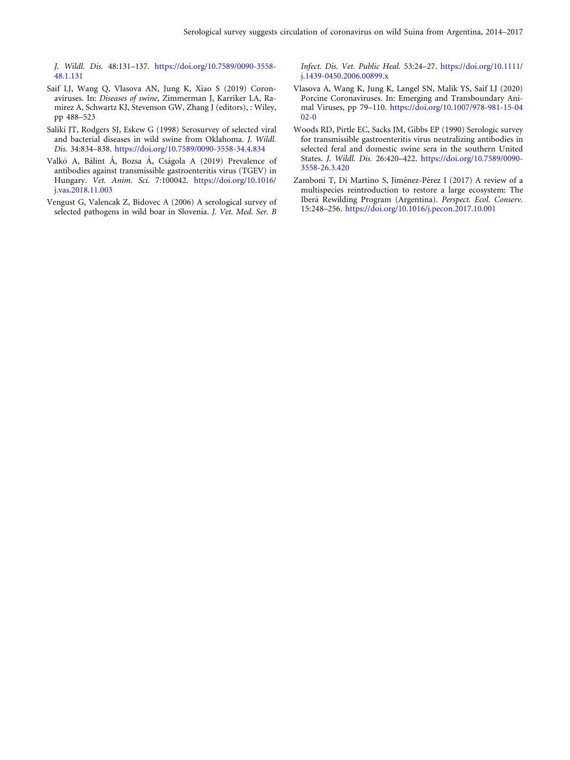*J. Wildl. Dis.* 48:131–137. https://doi.org/10.7589/0090-3558-48.1.131

Saif LJ, Wang Q, Vlasova AN, Jung K, Xiao S (2019) Coronaviruses. In: *Diseases of swine*, Zimmerman J, Karriker LA, Ramirez A, Schwartz KJ, Stevenson GW, Zhang J (editors), : Wiley, pp 488–523

Saliki JT, Rodgers SJ, Eskew G (1998) Serosurvey of selected viral and bacterial diseases in wild swine from Oklahoma. *J. Wildl. Dis.* 34:834–838. https://doi.org/10.7589/0090-3558-34.4.834

Valkó A, Bálint Á, Bozsa Á, Cságola A (2019) Prevalence of antibodies against transmissible gastroenteritis virus (TGEV) in Hungary. *Vet. Anim. Sci.* 7:100042. https://doi.org/10.1016/j.vas.2018.11.003

Vengust G, Valencak Z, Bidovec A (2006) A serological survey of selected pathogens in wild boar in Slovenia. *J. Vet. Med. Ser. B Infect. Dis. Vet. Public Heal.* 53:24–27. https://doi.org/10.1111/j.1439-0450.2006.00899.x

Vlasova A, Wang K, Jung K, Langel SN, Malik YS, Saif LJ (2020) Porcine Coronaviruses. In: Emerging and Transboundary Animal Viruses, pp 79–110. https://doi.org/10.1007/978-981-15-0402-0

Woods RD, Pirtle EC, Sacks JM, Gibbs EP (1990) Serologic survey for transmissible gastroenteritis virus neutralizing antibodies in selected feral and domestic swine sera in the southern United States. *J. Wildl. Dis.* 26:420–422. https://doi.org/10.7589/0090-3558-26.3.420

Zamboni T, Di Martino S, Jiménez-Pérez I (2017) A review of a multispecies reintroduction to restore a large ecosystem: The Iberá Rewilding Program (Argentina). *Perspect. Ecol. Conserv.* 15:248–256. https://doi.org/10.1016/j.pecon.2017.10.001